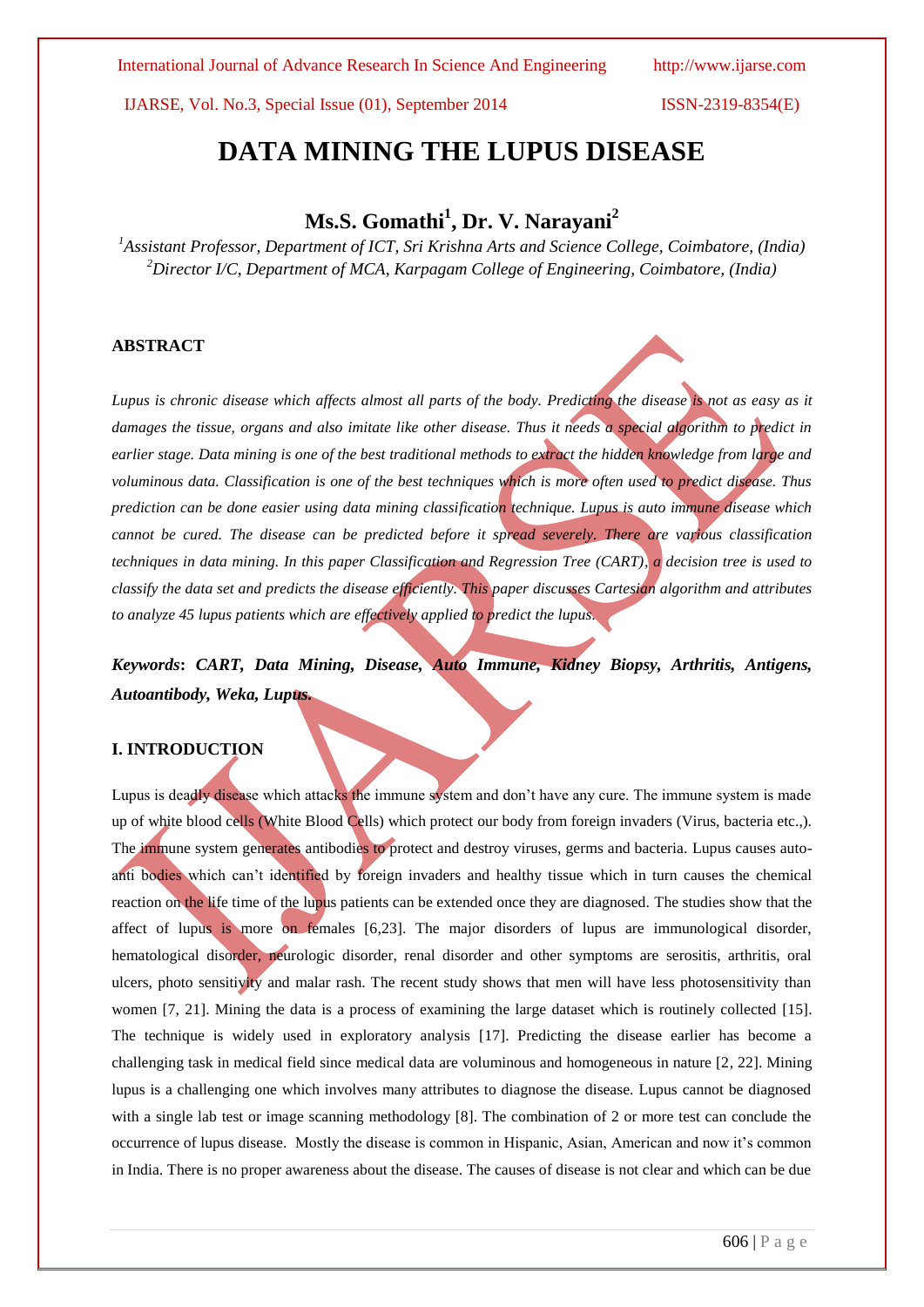# DATA MINING THE LUPUS DISEASE

## Ms.S. Gomathi[1], Dr. V. Narayani[2]

*[1]Assistant Professor, Department of ICT, Sri Krishna Arts and Science College, Coimbatore, (India)*
*[2]Director I/C, Department of MCA, Karpagam College of Engineering, Coimbatore, (India)*

### ABSTRACT

*Lupus is chronic disease which affects almost all parts of the body. Predicting the disease is not as easy as it damages the tissue, organs and also imitate like other disease. Thus it needs a special algorithm to predict in earlier stage. Data mining is one of the best traditional methods to extract the hidden knowledge from large and voluminous data. Classification is one of the best techniques which is more often used to predict disease. Thus prediction can be done easier using data mining classification technique. Lupus is auto immune disease which cannot be cured. The disease can be predicted before it spread severely. There are various classification techniques in data mining. In this paper Classification and Regression Tree (CART), a decision tree is used to classify the data set and predicts the disease efficiently. This paper discusses Cartesian algorithm and attributes to analyze 45 lupus patients which are effectively applied to predict the lupus.*

***Keywords*: *CART, Data Mining, Disease, Auto Immune, Kidney Biopsy, Arthritis, Antigens, Autoantibody, Weka, Lupus.***

### I. INTRODUCTION

Lupus is deadly disease which attacks the immune system and don't have any cure. The immune system is made up of white blood cells (White Blood Cells) which protect our body from foreign invaders (Virus, bacteria etc.,). The immune system generates antibodies to protect and destroy viruses, germs and bacteria. Lupus causes auto-anti bodies which can't identified by foreign invaders and healthy tissue which in turn causes the chemical reaction on the life time of the lupus patients can be extended once they are diagnosed. The studies show that the affect of lupus is more on females [6,23]. The major disorders of lupus are immunological disorder, hematological disorder, neurologic disorder, renal disorder and other symptoms are serositis, arthritis, oral ulcers, photo sensitivity and malar rash. The recent study shows that men will have less photosensitivity than women [7, 21]. Mining the data is a process of examining the large dataset which is routinely collected [15]. The technique is widely used in exploratory analysis [17]. Predicting the disease earlier has become a challenging task in medical field since medical data are voluminous and homogeneous in nature [2, 22]. Mining lupus is a challenging one which involves many attributes to diagnose the disease. Lupus cannot be diagnosed with a single lab test or image scanning methodology [8]. The combination of 2 or more test can conclude the occurrence of lupus disease. Mostly the disease is common in Hispanic, Asian, American and now it's common in India. There is no proper awareness about the disease. The causes of disease is not clear and which can be due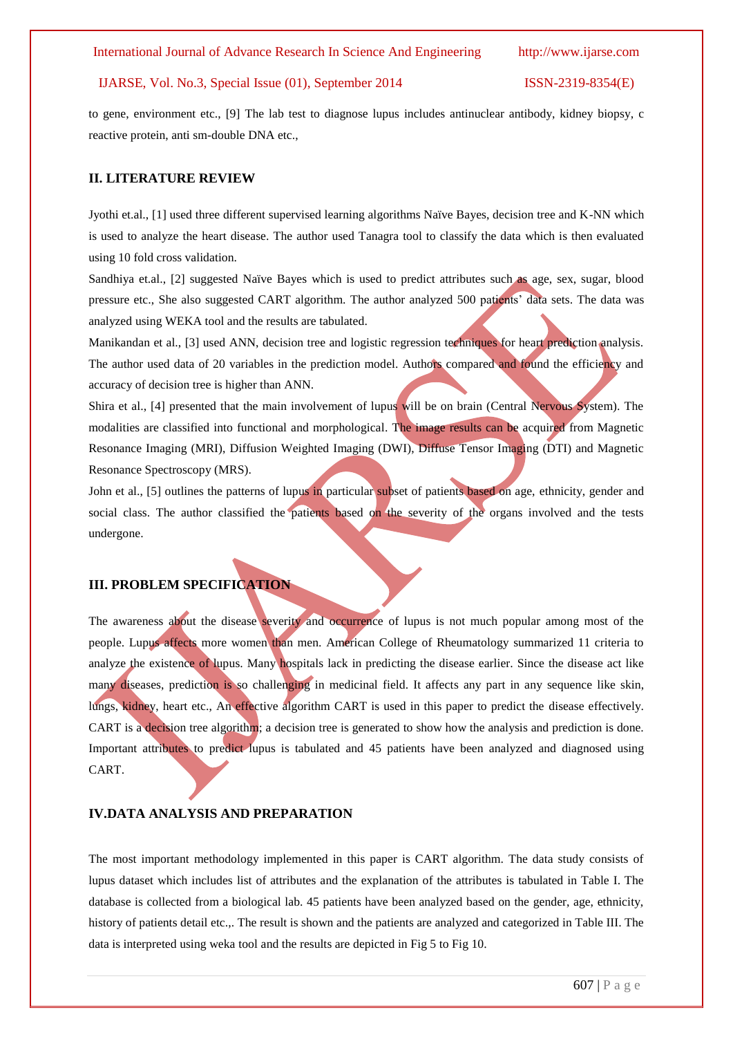to gene, environment etc., [9] The lab test to diagnose lupus includes antinuclear antibody, kidney biopsy, c reactive protein, anti sm-double DNA etc.,

## II. LITERATURE REVIEW

Jyothi et.al., [1] used three different supervised learning algorithms Naïve Bayes, decision tree and K-NN which is used to analyze the heart disease. The author used Tanagra tool to classify the data which is then evaluated using 10 fold cross validation.

Sandhiya et.al., [2] suggested Naïve Bayes which is used to predict attributes such as age, sex, sugar, blood pressure etc., She also suggested CART algorithm. The author analyzed 500 patients' data sets. The data was analyzed using WEKA tool and the results are tabulated.

Manikandan et al., [3] used ANN, decision tree and logistic regression techniques for heart prediction analysis. The author used data of 20 variables in the prediction model. Authors compared and found the efficiency and accuracy of decision tree is higher than ANN.

Shira et al., [4] presented that the main involvement of lupus will be on brain (Central Nervous System). The modalities are classified into functional and morphological. The image results can be acquired from Magnetic Resonance Imaging (MRI), Diffusion Weighted Imaging (DWI), Diffuse Tensor Imaging (DTI) and Magnetic Resonance Spectroscopy (MRS).

John et al., [5] outlines the patterns of lupus in particular subset of patients based on age, ethnicity, gender and social class. The author classified the patients based on the severity of the organs involved and the tests undergone.

## III. PROBLEM SPECIFICATION

The awareness about the disease severity and occurrence of lupus is not much popular among most of the people. Lupus affects more women than men. American College of Rheumatology summarized 11 criteria to analyze the existence of lupus. Many hospitals lack in predicting the disease earlier. Since the disease act like many diseases, prediction is so challenging in medicinal field. It affects any part in any sequence like skin, lungs, kidney, heart etc., An effective algorithm CART is used in this paper to predict the disease effectively. CART is a decision tree algorithm; a decision tree is generated to show how the analysis and prediction is done. Important attributes to predict lupus is tabulated and 45 patients have been analyzed and diagnosed using CART.

## IV.DATA ANALYSIS AND PREPARATION

The most important methodology implemented in this paper is CART algorithm. The data study consists of lupus dataset which includes list of attributes and the explanation of the attributes is tabulated in Table I. The database is collected from a biological lab. 45 patients have been analyzed based on the gender, age, ethnicity, history of patients detail etc.,. The result is shown and the patients are analyzed and categorized in Table III. The data is interpreted using weka tool and the results are depicted in Fig 5 to Fig 10.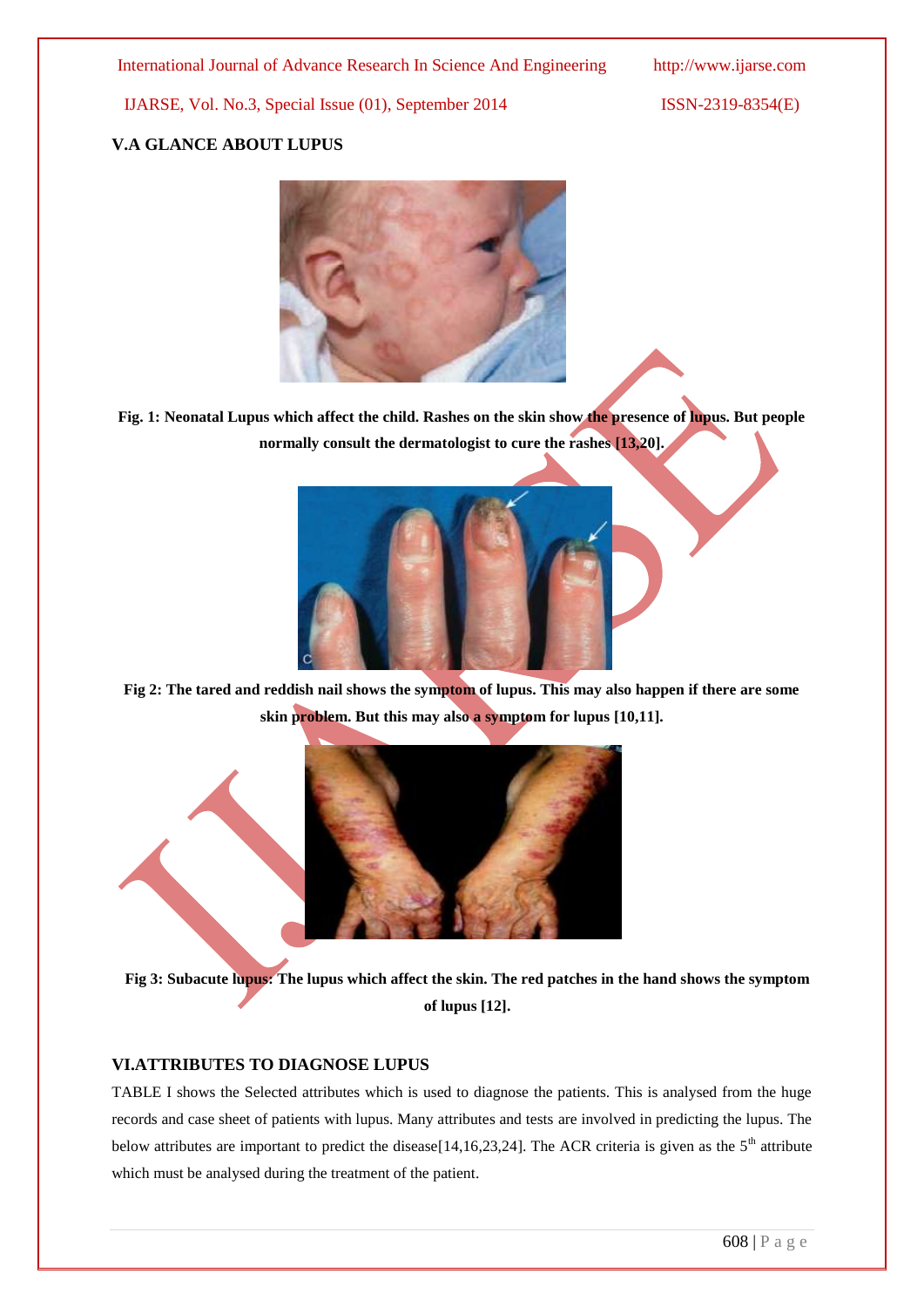## V.A GLANCE ABOUT LUPUS

**Fig. 1: Neonatal Lupus which affect the child. Rashes on the skin show the presence of lupus. But people normally consult the dermatologist to cure the rashes [13,20].**

**Fig 2: The tared and reddish nail shows the symptom of lupus. This may also happen if there are some skin problem. But this may also a symptom for lupus [10,11].**

**Fig 3: Subacute lupus: The lupus which affect the skin. The red patches in the hand shows the symptom of lupus [12].**

## VI.ATTRIBUTES TO DIAGNOSE LUPUS

TABLE I shows the Selected attributes which is used to diagnose the patients. This is analysed from the huge records and case sheet of patients with lupus. Many attributes and tests are involved in predicting the lupus. The below attributes are important to predict the disease[14,16,23,24]. The ACR criteria is given as the 5th attribute which must be analysed during the treatment of the patient.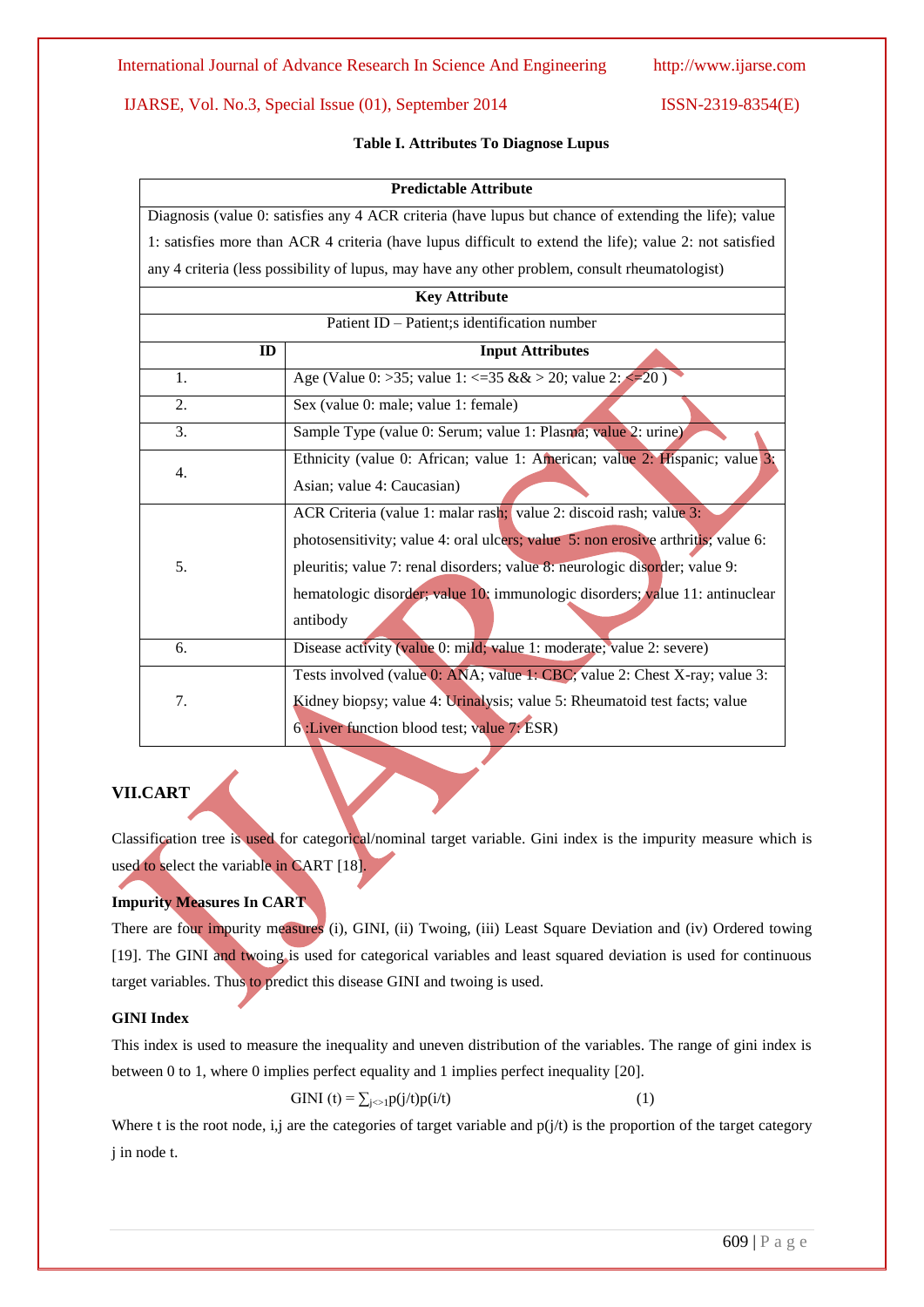**Table I. Attributes To Diagnose Lupus**

| Predictable Attribute | |
|---|---|
| Diagnosis (value 0: satisfies any 4 ACR criteria (have lupus but chance of extending the life); value 1: satisfies more than ACR 4 criteria (have lupus difficult to extend the life); value 2: not satisfied any 4 criteria (less possibility of lupus, may have any other problem, consult rheumatologist) | |
| **Key Attribute** | |
| Patient ID – Patient;s identification number | |
| **ID** | **Input Attributes** |
| 1. | Age (Value 0: >35; value 1: <=35 && > 20; value 2: <=20 ) |
| 2. | Sex (value 0: male; value 1: female) |
| 3. | Sample Type (value 0: Serum; value 1: Plasma; value 2: urine) |
| 4. | Ethnicity (value 0: African; value 1: American; value 2: Hispanic; value 3: Asian; value 4: Caucasian) |
| 5. | ACR Criteria (value 1: malar rash; value 2: discoid rash; value 3: photosensitivity; value 4: oral ulcers; value 5: non erosive arthritis; value 6: pleuritis; value 7: renal disorders; value 8: neurologic disorder; value 9: hematologic disorder; value 10: immunologic disorders; value 11: antinuclear antibody |
| 6. | Disease activity (value 0: mild; value 1: moderate; value 2: severe) |
| 7. | Tests involved (value 0: ANA; value 1: CBC; value 2: Chest X-ray; value 3: Kidney biopsy; value 4: Urinalysis; value 5: Rheumatoid test facts; value 6 :Liver function blood test; value 7: ESR) |

## VII.CART

Classification tree is used for categorical/nominal target variable. Gini index is the impurity measure which is used to select the variable in CART [18].

**Impurity Measures In CART**

There are four impurity measures (i), GINI, (ii) Twoing, (iii) Least Square Deviation and (iv) Ordered towing [19]. The GINI and twoing is used for categorical variables and least squared deviation is used for continuous target variables. Thus to predict this disease GINI and twoing is used.

**GINI Index**

This index is used to measure the inequality and uneven distribution of the variables. The range of gini index is between 0 to 1, where 0 implies perfect equality and 1 implies perfect inequality [20].

$$\text{GINI}(t) = \sum_{j<>1} p(j/t)p(i/t) \quad (1)$$

Where t is the root node, i,j are the categories of target variable and p(j/t) is the proportion of the target category j in node t.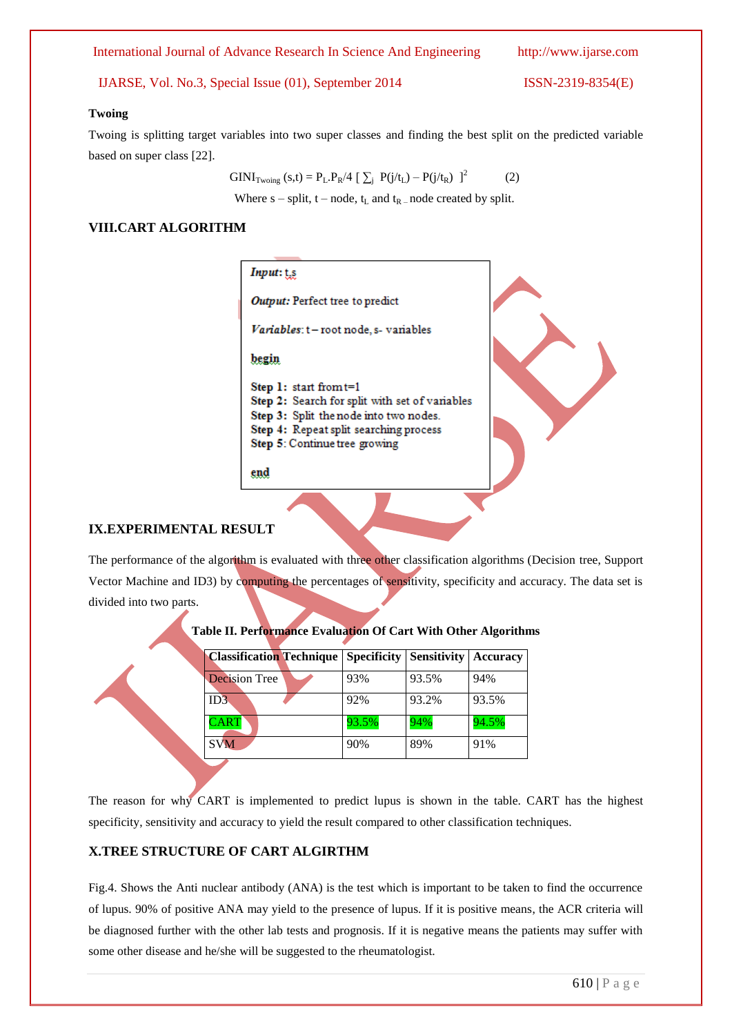**Twoing**

Twoing is splitting target variables into two super classes and finding the best split on the predicted variable based on super class [22].

$$GINI_{Twoing}(s,t) = P_L.P_R/4 \left[ \sum_j P(j/t_L) - P(j/t_R) \right]^2 \quad (2)$$

Where s – split, t – node, $t_L$ and $t_R$ – node created by split.

## VIII.CART ALGORITHM

```
Input: t,s

Output: Perfect tree to predict

Variables: t – root node, s- variables

begin

Step 1: start from t=1
Step 2: Search for split with set of variables
Step 3: Split the node into two nodes.
Step 4: Repeat split searching process
Step 5: Continue tree growing

end
```

## IX.EXPERIMENTAL RESULT

The performance of the algorithm is evaluated with three other classification algorithms (Decision tree, Support Vector Machine and ID3) by computing the percentages of sensitivity, specificity and accuracy. The data set is divided into two parts.

**Table II. Performance Evaluation Of Cart With Other Algorithms**

| Classification Technique | Specificity | Sensitivity | Accuracy |
|---|---|---|---|
| Decision Tree | 93% | 93.5% | 94% |
| ID3 | 92% | 93.2% | 93.5% |
| CART | 93.5% | 94% | 94.5% |
| SVM | 90% | 89% | 91% |

The reason for why CART is implemented to predict lupus is shown in the table. CART has the highest specificity, sensitivity and accuracy to yield the result compared to other classification techniques.

## X.TREE STRUCTURE OF CART ALGIRTHM

Fig.4. Shows the Anti nuclear antibody (ANA) is the test which is important to be taken to find the occurrence of lupus. 90% of positive ANA may yield to the presence of lupus. If it is positive means, the ACR criteria will be diagnosed further with the other lab tests and prognosis. If it is negative means the patients may suffer with some other disease and he/she will be suggested to the rheumatologist.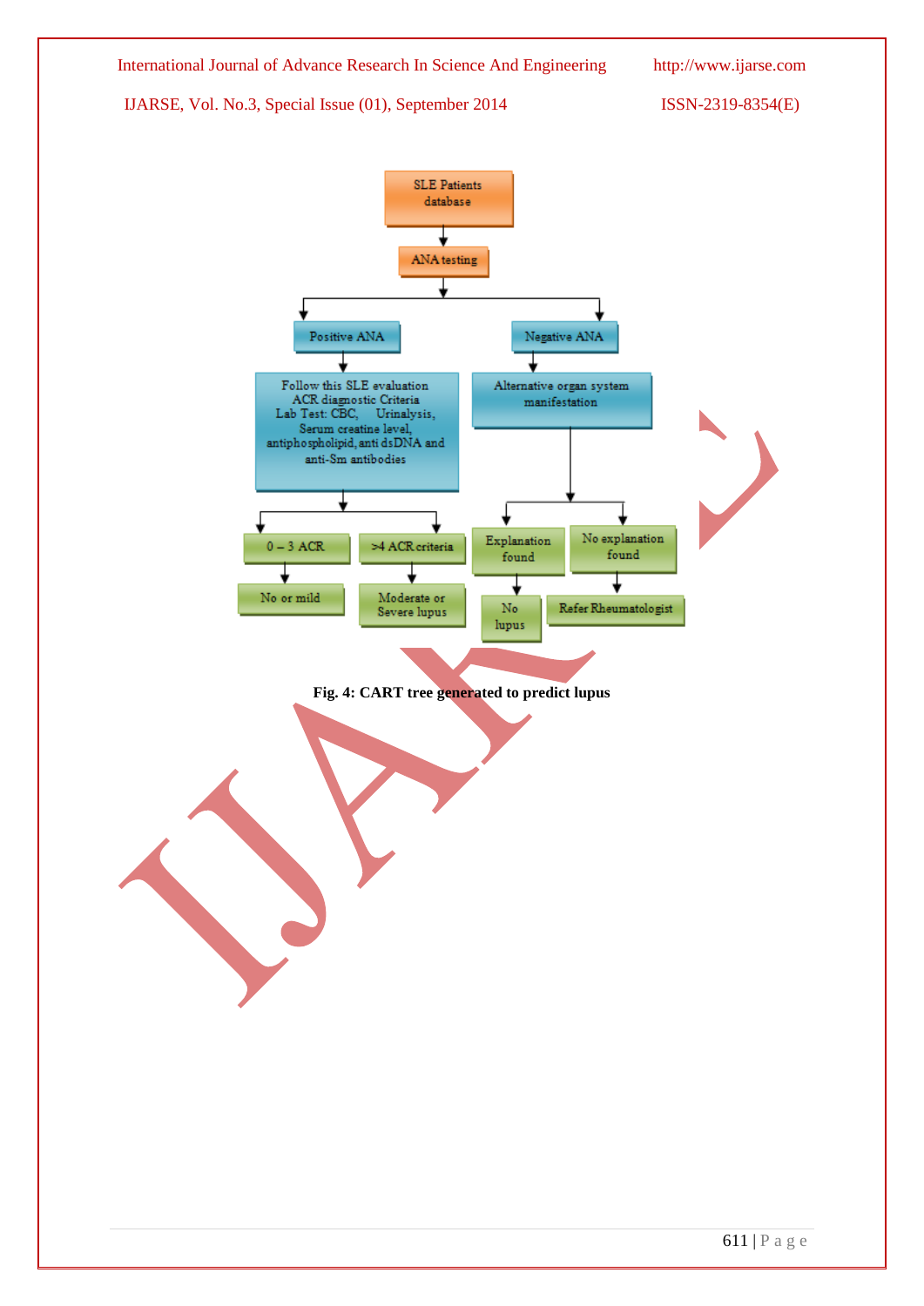Fig. 4: CART tree generated to predict lupus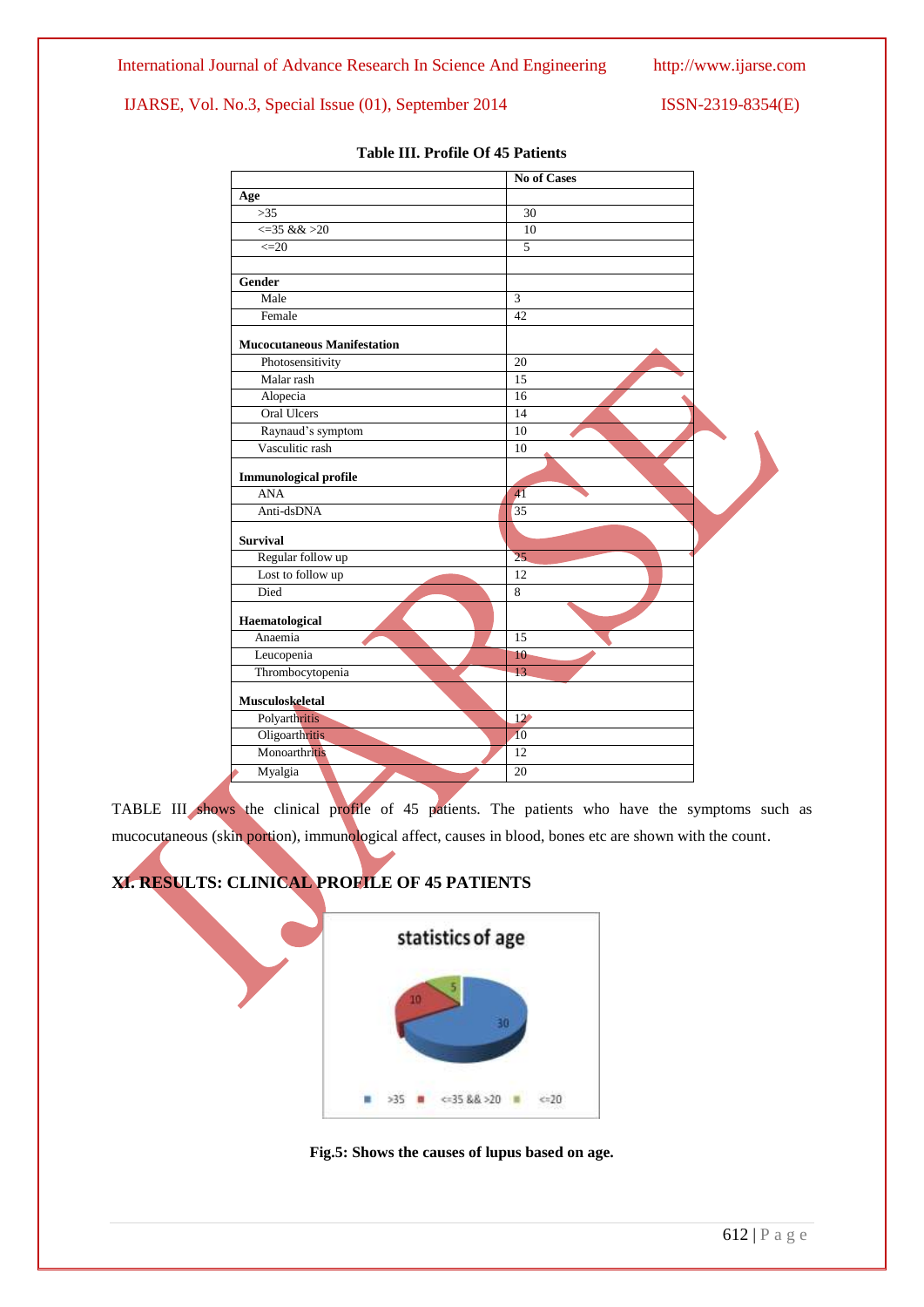**Table III. Profile Of 45 Patients**

| | No of Cases |
|---|---|
| **Age** | |
| >35 | 30 |
| <=35 && >20 | 10 |
| <=20 | 5 |
| | |
| **Gender** | |
| Male | 3 |
| Female | 42 |
| **Mucocutaneous Manifestation** | |
| Photosensitivity | 20 |
| Malar rash | 15 |
| Alopecia | 16 |
| Oral Ulcers | 14 |
| Raynaud's symptom | 10 |
| Vasculitic rash | 10 |
| **Immunological profile** | |
| ANA | 41 |
| Anti-dsDNA | 35 |
| **Survival** | |
| Regular follow up | 25 |
| Lost to follow up | 12 |
| Died | 8 |
| **Haematological** | |
| Anaemia | 15 |
| Leucopenia | 10 |
| Thrombocytopenia | 13 |
| **Musculoskeletal** | |
| Polyarthritis | 12 |
| Oligoarthritis | 10 |
| Monoarthritis | 12 |
| Myalgia | 20 |

TABLE III shows the clinical profile of 45 patients. The patients who have the symptoms such as mucocutaneous (skin portion), immunological affect, causes in blood, bones etc are shown with the count.

## XI. RESULTS: CLINICAL PROFILE OF 45 PATIENTS

**Fig.5: Shows the causes of lupus based on age.**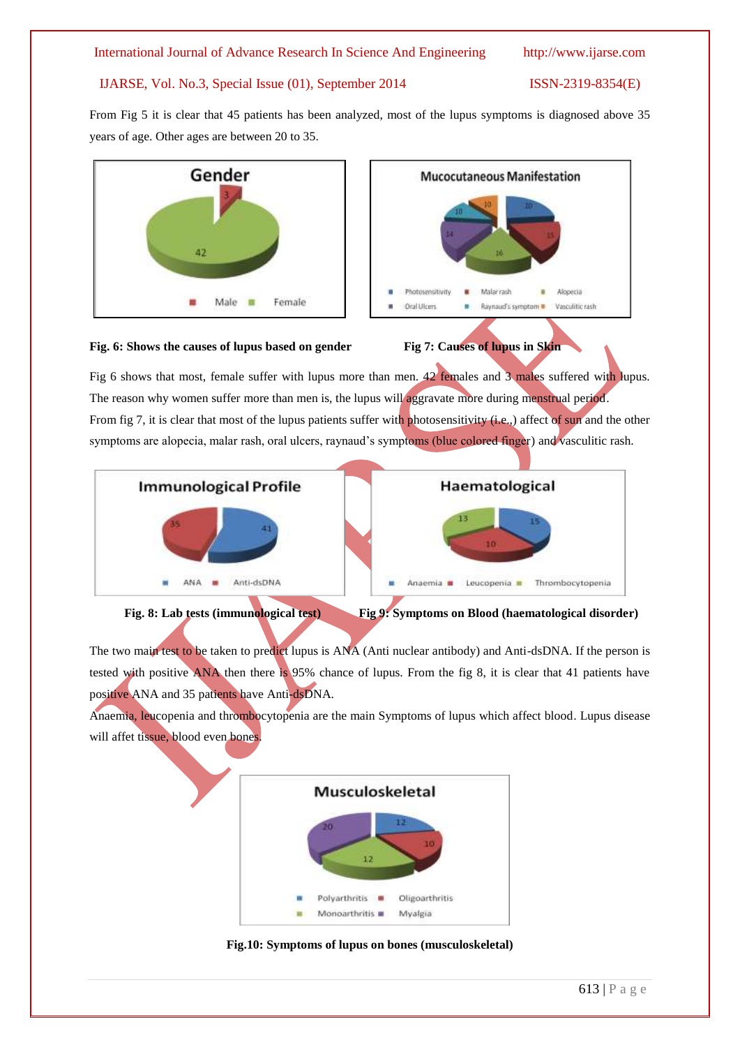From Fig 5 it is clear that 45 patients has been analyzed, most of the lupus symptoms is diagnosed above 35 years of age. Other ages are between 20 to 35.

**Fig. 6: Shows the causes of lupus based on gender**

**Fig 7: Causes of lupus in Skin**

Fig 6 shows that most, female suffer with lupus more than men. 42 females and 3 males suffered with lupus. The reason why women suffer more than men is, the lupus will aggravate more during menstrual period.

From fig 7, it is clear that most of the lupus patients suffer with photosensitivity (i.e.,) affect of sun and the other symptoms are alopecia, malar rash, oral ulcers, raynaud's symptoms (blue colored finger) and vasculitic rash.

**Fig. 8: Lab tests (immunological test)**

**Fig 9: Symptoms on Blood (haematological disorder)**

The two main test to be taken to predict lupus is ANA (Anti nuclear antibody) and Anti-dsDNA. If the person is tested with positive ANA then there is 95% chance of lupus. From the fig 8, it is clear that 41 patients have positive ANA and 35 patients have Anti-dsDNA.

Anaemia, leucopenia and thrombocytopenia are the main Symptoms of lupus which affect blood. Lupus disease will affet tissue, blood even bones.

**Fig.10: Symptoms of lupus on bones (musculoskeletal)**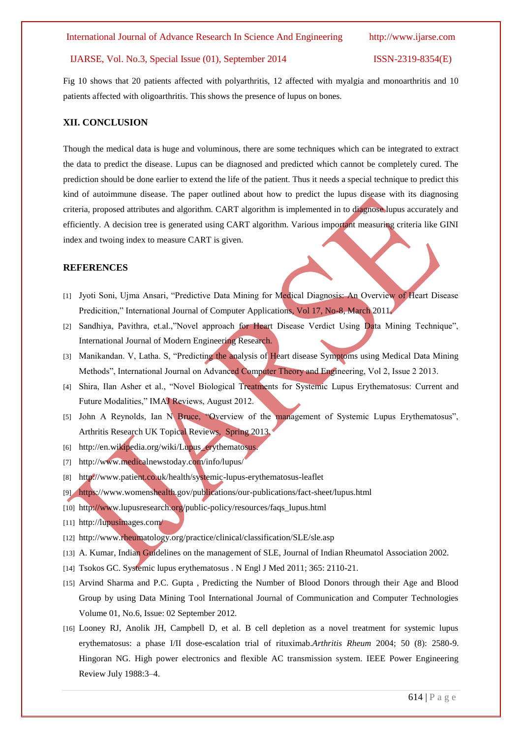Fig 10 shows that 20 patients affected with polyarthritis, 12 affected with myalgia and monoarthritis and 10 patients affected with oligoarthritis. This shows the presence of lupus on bones.

## XII. CONCLUSION

Though the medical data is huge and voluminous, there are some techniques which can be integrated to extract the data to predict the disease. Lupus can be diagnosed and predicted which cannot be completely cured. The prediction should be done earlier to extend the life of the patient. Thus it needs a special technique to predict this kind of autoimmune disease. The paper outlined about how to predict the lupus disease with its diagnosing criteria, proposed attributes and algorithm. CART algorithm is implemented in to diagnose lupus accurately and efficiently. A decision tree is generated using CART algorithm. Various important measuring criteria like GINI index and twoing index to measure CART is given.

## REFERENCES

[1] Jyoti Soni, Ujma Ansari, "Predictive Data Mining for Medical Diagnosis: An Overview of Heart Disease Predicition," International Journal of Computer Applications, Vol 17, No-8, March 2011.

[2] Sandhiya, Pavithra, et.al.,"Novel approach for Heart Disease Verdict Using Data Mining Technique", International Journal of Modern Engineering Research.

[3] Manikandan. V, Latha. S, "Predicting the analysis of Heart disease Symptoms using Medical Data Mining Methods", International Journal on Advanced Computer Theory and Engineering, Vol 2, Issue 2 2013.

[4] Shira, Ilan Asher et al., "Novel Biological Treatments for Systemic Lupus Erythematosus: Current and Future Modalities," IMAJ Reviews, August 2012.

[5] John A Reynolds, Ian N Bruce, "Overview of the management of Systemic Lupus Erythematosus", Arthritis Research UK Topical Reviews, Spring 2013.

[6] http://en.wikipedia.org/wiki/Lupus_erythematosus.

[7] http://www.medicalnewstoday.com/info/lupus/

[8] http://www.patient.co.uk/health/systemic-lupus-erythematosus-leaflet

[9] https://www.womenshealth.gov/publications/our-publications/fact-sheet/lupus.html

[10] http://www.lupusresearch.org/public-policy/resources/faqs_lupus.html

[11] http://lupusimages.com/

[12] http://www.rheumatology.org/practice/clinical/classification/SLE/sle.asp

[13] A. Kumar, Indian Guidelines on the management of SLE, Journal of Indian Rheumatol Association 2002.

[14] Tsokos GC. Systemic lupus erythematosus . N Engl J Med 2011; 365: 2110-21.

[15] Arvind Sharma and P.C. Gupta , Predicting the Number of Blood Donors through their Age and Blood Group by using Data Mining Tool International Journal of Communication and Computer Technologies Volume 01, No.6, Issue: 02 September 2012.

[16] Looney RJ, Anolik JH, Campbell D, et al. B cell depletion as a novel treatment for systemic lupus erythematosus: a phase I/II dose-escalation trial of rituximab.*Arthritis Rheum* 2004; 50 (8): 2580-9. Hingoran NG. High power electronics and flexible AC transmission system. IEEE Power Engineering Review July 1988:3–4.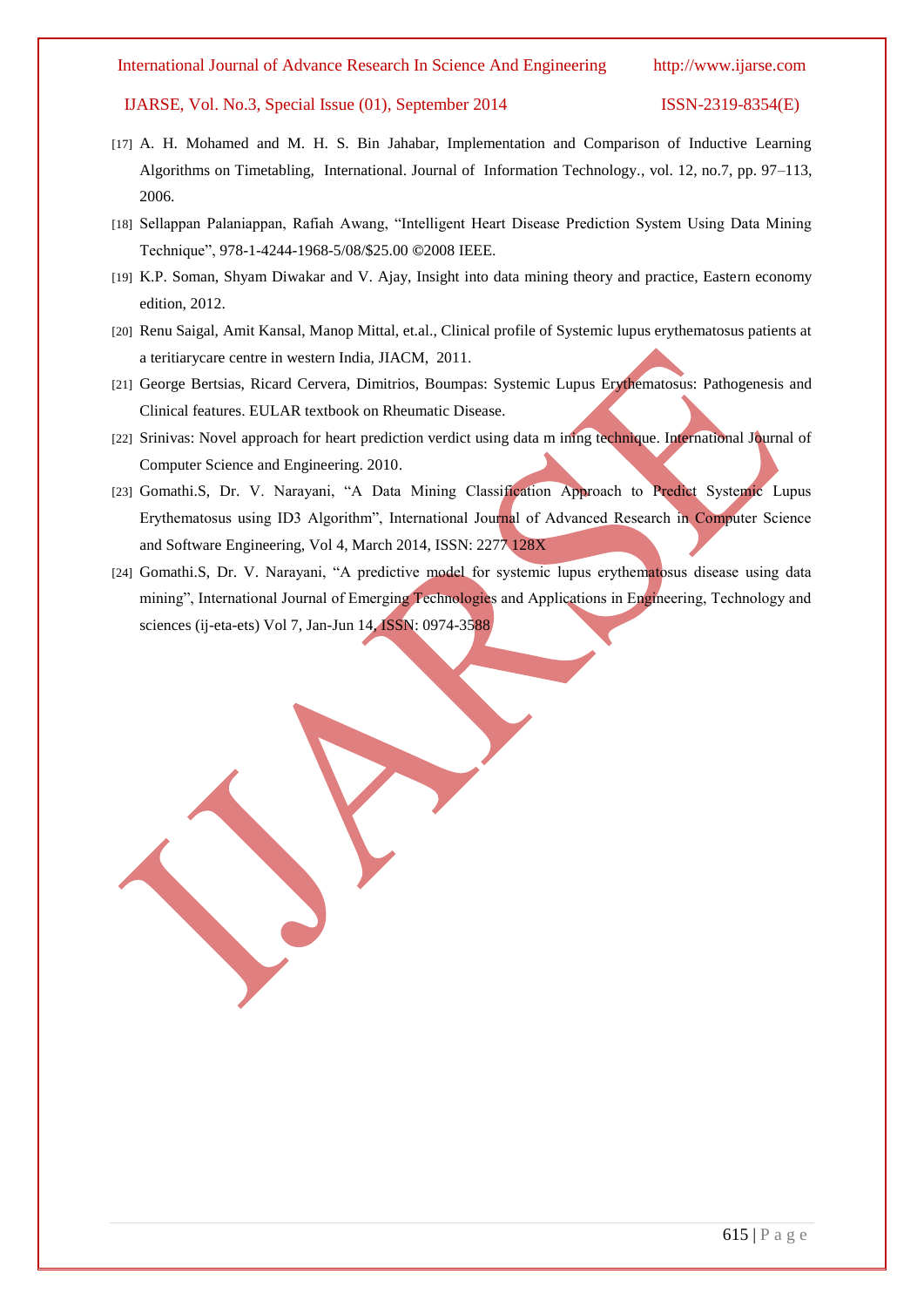[17] A. H. Mohamed and M. H. S. Bin Jahabar, Implementation and Comparison of Inductive Learning Algorithms on Timetabling, International. Journal of Information Technology., vol. 12, no.7, pp. 97–113, 2006.

[18] Sellappan Palaniappan, Rafiah Awang, "Intelligent Heart Disease Prediction System Using Data Mining Technique", 978-1-4244-1968-5/08/$25.00 ©2008 IEEE.

[19] K.P. Soman, Shyam Diwakar and V. Ajay, Insight into data mining theory and practice, Eastern economy edition, 2012.

[20] Renu Saigal, Amit Kansal, Manop Mittal, et.al., Clinical profile of Systemic lupus erythematosus patients at a teritiarycare centre in western India, JIACM, 2011.

[21] George Bertsias, Ricard Cervera, Dimitrios, Boumpas: Systemic Lupus Erythematosus: Pathogenesis and Clinical features. EULAR textbook on Rheumatic Disease.

[22] Srinivas: Novel approach for heart prediction verdict using data m ining technique. International Journal of Computer Science and Engineering. 2010.

[23] Gomathi.S, Dr. V. Narayani, "A Data Mining Classification Approach to Predict Systemic Lupus Erythematosus using ID3 Algorithm", International Journal of Advanced Research in Computer Science and Software Engineering, Vol 4, March 2014, ISSN: 2277 128X

[24] Gomathi.S, Dr. V. Narayani, "A predictive model for systemic lupus erythematosus disease using data mining", International Journal of Emerging Technologies and Applications in Engineering, Technology and sciences (ij-eta-ets) Vol 7, Jan-Jun 14, ISSN: 0974-3588